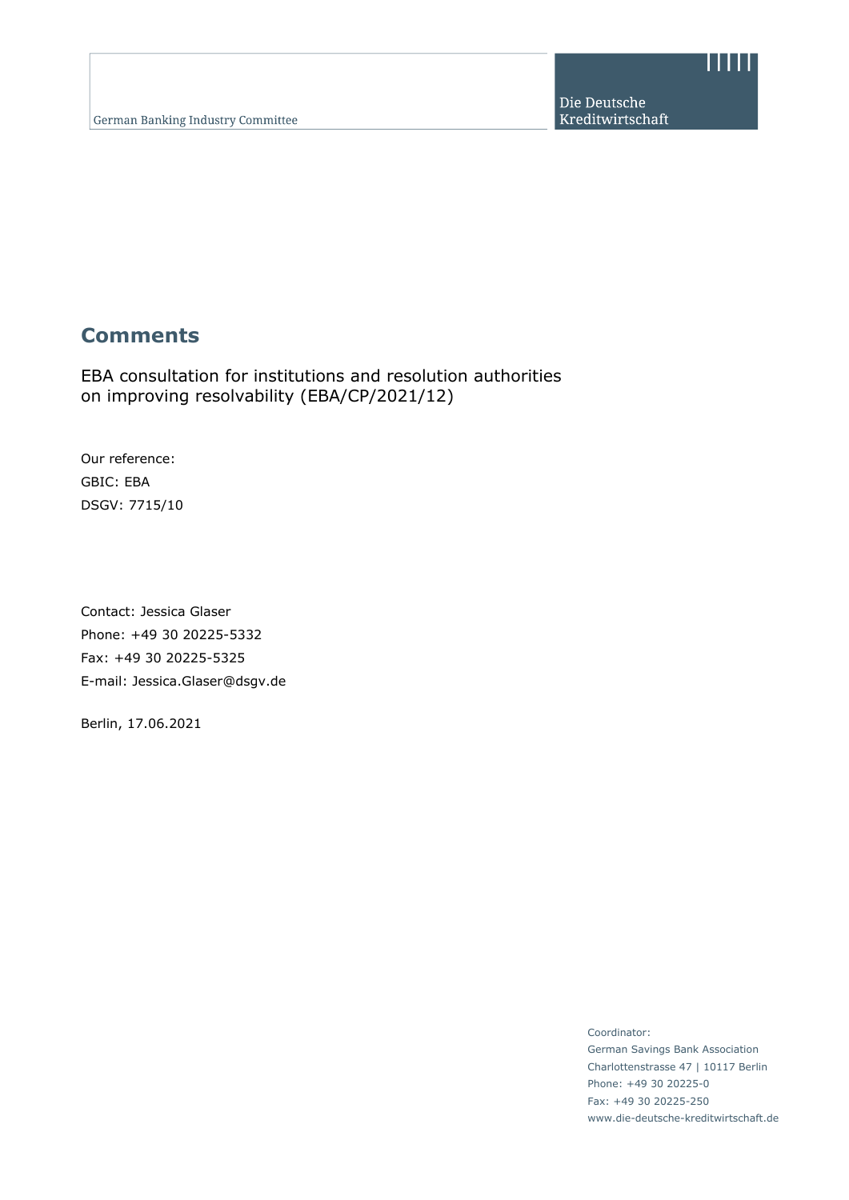German Banking Industry Committee

Die Deutsche Kreditwirtschaft

# Comments

EBA consultation for institutions and resolution authorities on improving resolvability (EBA/CP/2021/12)

Our reference:
GBIC: EBA
DSGV: 7715/10

Contact: Jessica Glaser
Phone: +49 30 20225-5332
Fax: +49 30 20225-5325
E-mail: Jessica.Glaser@dsgv.de

Berlin, 17.06.2021

Coordinator:
German Savings Bank Association
Charlottenstrasse 47 | 10117 Berlin
Phone: +49 30 20225-0
Fax: +49 30 20225-250
www.die-deutsche-kreditwirtschaft.de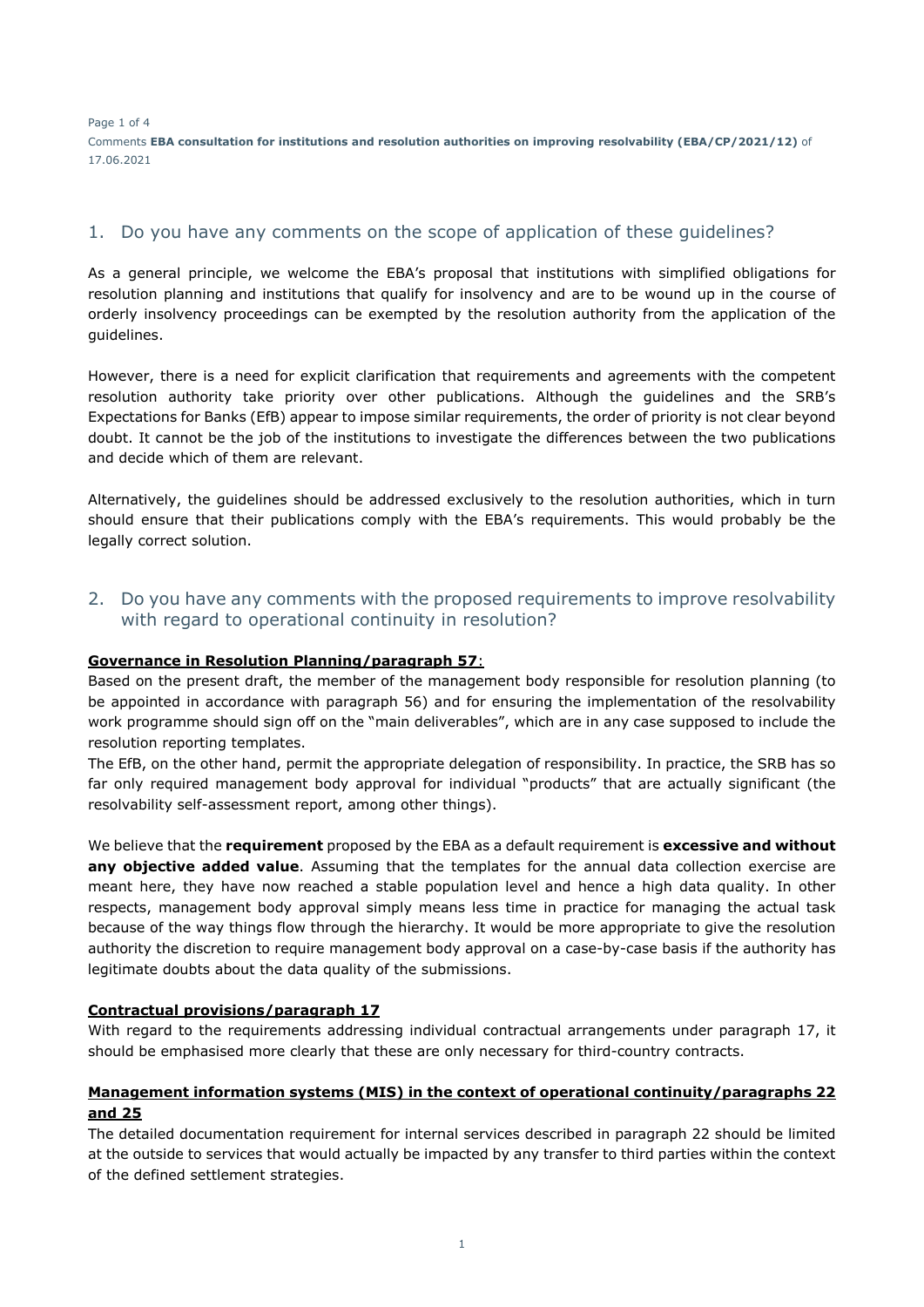## 1. Do you have any comments on the scope of application of these guidelines?

As a general principle, we welcome the EBA's proposal that institutions with simplified obligations for resolution planning and institutions that qualify for insolvency and are to be wound up in the course of orderly insolvency proceedings can be exempted by the resolution authority from the application of the guidelines.

However, there is a need for explicit clarification that requirements and agreements with the competent resolution authority take priority over other publications. Although the guidelines and the SRB's Expectations for Banks (EfB) appear to impose similar requirements, the order of priority is not clear beyond doubt. It cannot be the job of the institutions to investigate the differences between the two publications and decide which of them are relevant.

Alternatively, the guidelines should be addressed exclusively to the resolution authorities, which in turn should ensure that their publications comply with the EBA's requirements. This would probably be the legally correct solution.

## 2. Do you have any comments with the proposed requirements to improve resolvability with regard to operational continuity in resolution?

**Governance in Resolution Planning/paragraph 57**:

Based on the present draft, the member of the management body responsible for resolution planning (to be appointed in accordance with paragraph 56) and for ensuring the implementation of the resolvability work programme should sign off on the "main deliverables", which are in any case supposed to include the resolution reporting templates.

The EfB, on the other hand, permit the appropriate delegation of responsibility. In practice, the SRB has so far only required management body approval for individual "products" that are actually significant (the resolvability self-assessment report, among other things).

We believe that the **requirement** proposed by the EBA as a default requirement is **excessive and without any objective added value**. Assuming that the templates for the annual data collection exercise are meant here, they have now reached a stable population level and hence a high data quality. In other respects, management body approval simply means less time in practice for managing the actual task because of the way things flow through the hierarchy. It would be more appropriate to give the resolution authority the discretion to require management body approval on a case-by-case basis if the authority has legitimate doubts about the data quality of the submissions.

**Contractual provisions/paragraph 17**

With regard to the requirements addressing individual contractual arrangements under paragraph 17, it should be emphasised more clearly that these are only necessary for third-country contracts.

**Management information systems (MIS) in the context of operational continuity/paragraphs 22 and 25**

The detailed documentation requirement for internal services described in paragraph 22 should be limited at the outside to services that would actually be impacted by any transfer to third parties within the context of the defined settlement strategies.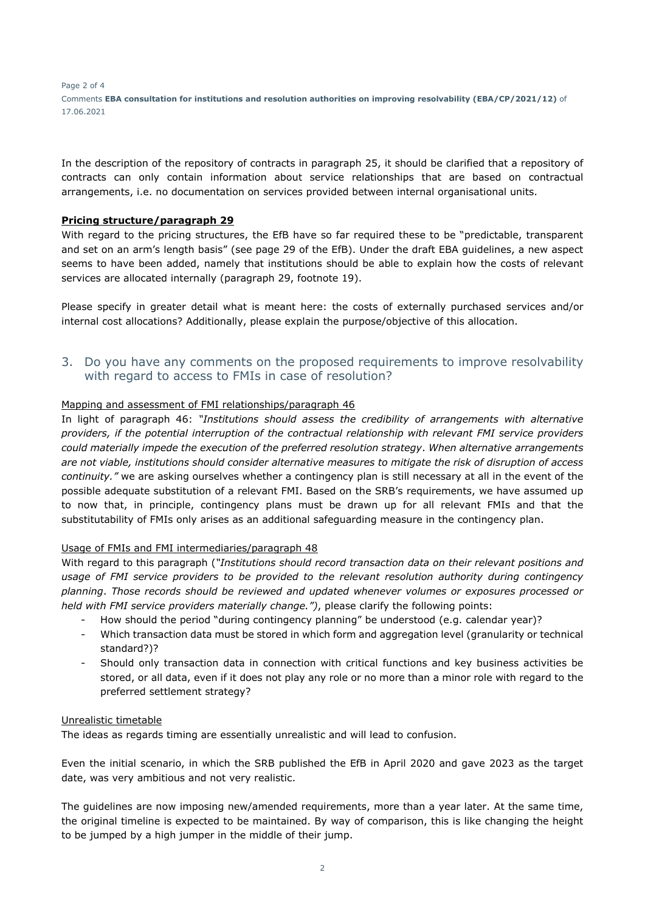In the description of the repository of contracts in paragraph 25, it should be clarified that a repository of contracts can only contain information about service relationships that are based on contractual arrangements, i.e. no documentation on services provided between internal organisational units.

**Pricing structure/paragraph 29**

With regard to the pricing structures, the EfB have so far required these to be "predictable, transparent and set on an arm's length basis" (see page 29 of the EfB). Under the draft EBA guidelines, a new aspect seems to have been added, namely that institutions should be able to explain how the costs of relevant services are allocated internally (paragraph 29, footnote 19).

Please specify in greater detail what is meant here: the costs of externally purchased services and/or internal cost allocations? Additionally, please explain the purpose/objective of this allocation.

## 3. Do you have any comments on the proposed requirements to improve resolvability with regard to access to FMIs in case of resolution?

Mapping and assessment of FMI relationships/paragraph 46

In light of paragraph 46: *"Institutions should assess the credibility of arrangements with alternative providers, if the potential interruption of the contractual relationship with relevant FMI service providers could materially impede the execution of the preferred resolution strategy. When alternative arrangements are not viable, institutions should consider alternative measures to mitigate the risk of disruption of access continuity."* we are asking ourselves whether a contingency plan is still necessary at all in the event of the possible adequate substitution of a relevant FMI. Based on the SRB's requirements, we have assumed up to now that, in principle, contingency plans must be drawn up for all relevant FMIs and that the substitutability of FMIs only arises as an additional safeguarding measure in the contingency plan.

Usage of FMIs and FMI intermediaries/paragraph 48

With regard to this paragraph (*"Institutions should record transaction data on their relevant positions and usage of FMI service providers to be provided to the relevant resolution authority during contingency planning. Those records should be reviewed and updated whenever volumes or exposures processed or held with FMI service providers materially change."*), please clarify the following points:

- How should the period "during contingency planning" be understood (e.g. calendar year)?
- Which transaction data must be stored in which form and aggregation level (granularity or technical standard?)?
- Should only transaction data in connection with critical functions and key business activities be stored, or all data, even if it does not play any role or no more than a minor role with regard to the preferred settlement strategy?

Unrealistic timetable

The ideas as regards timing are essentially unrealistic and will lead to confusion.

Even the initial scenario, in which the SRB published the EfB in April 2020 and gave 2023 as the target date, was very ambitious and not very realistic.

The guidelines are now imposing new/amended requirements, more than a year later. At the same time, the original timeline is expected to be maintained. By way of comparison, this is like changing the height to be jumped by a high jumper in the middle of their jump.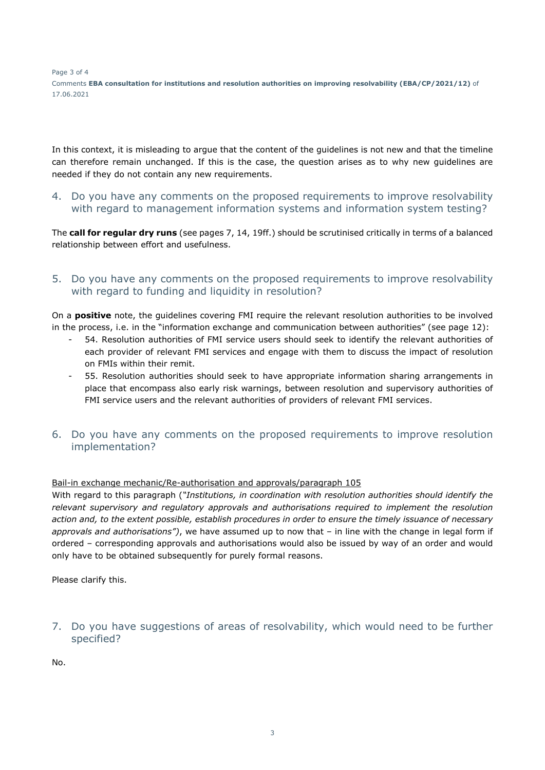In this context, it is misleading to argue that the content of the guidelines is not new and that the timeline can therefore remain unchanged. If this is the case, the question arises as to why new guidelines are needed if they do not contain any new requirements.

## 4. Do you have any comments on the proposed requirements to improve resolvability with regard to management information systems and information system testing?

The **call for regular dry runs** (see pages 7, 14, 19ff.) should be scrutinised critically in terms of a balanced relationship between effort and usefulness.

## 5. Do you have any comments on the proposed requirements to improve resolvability with regard to funding and liquidity in resolution?

On a **positive** note, the guidelines covering FMI require the relevant resolution authorities to be involved in the process, i.e. in the "information exchange and communication between authorities" (see page 12):

- 54. Resolution authorities of FMI service users should seek to identify the relevant authorities of each provider of relevant FMI services and engage with them to discuss the impact of resolution on FMIs within their remit.
- 55. Resolution authorities should seek to have appropriate information sharing arrangements in place that encompass also early risk warnings, between resolution and supervisory authorities of FMI service users and the relevant authorities of providers of relevant FMI services.

## 6. Do you have any comments on the proposed requirements to improve resolution implementation?

<u>Bail-in exchange mechanic/Re-authorisation and approvals/paragraph 105</u>

With regard to this paragraph (*"Institutions, in coordination with resolution authorities should identify the relevant supervisory and regulatory approvals and authorisations required to implement the resolution action and, to the extent possible, establish procedures in order to ensure the timely issuance of necessary approvals and authorisations")*, we have assumed up to now that – in line with the change in legal form if ordered – corresponding approvals and authorisations would also be issued by way of an order and would only have to be obtained subsequently for purely formal reasons.

Please clarify this.

## 7. Do you have suggestions of areas of resolvability, which would need to be further specified?

No.